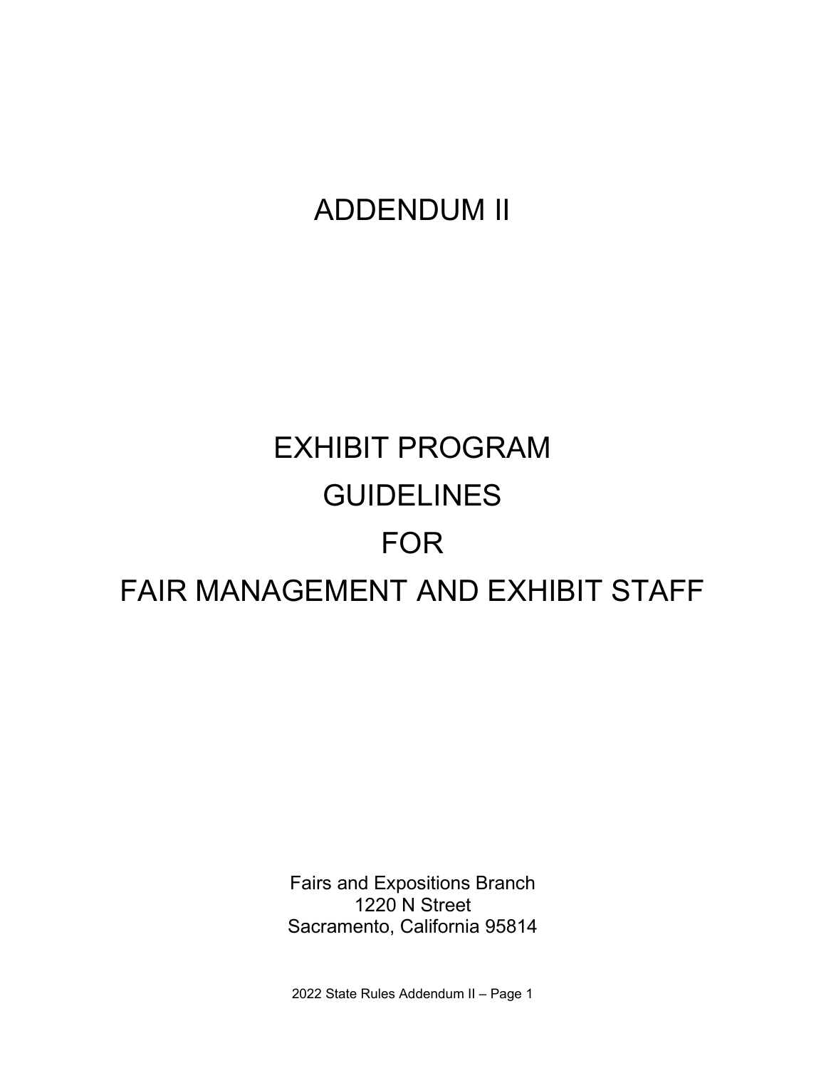# ADDENDUM II

# EXHIBIT PROGRAM GUIDELINES FOR FAIR MANAGEMENT AND EXHIBIT STAFF

Fairs and Expositions Branch
1220 N Street
Sacramento, California 95814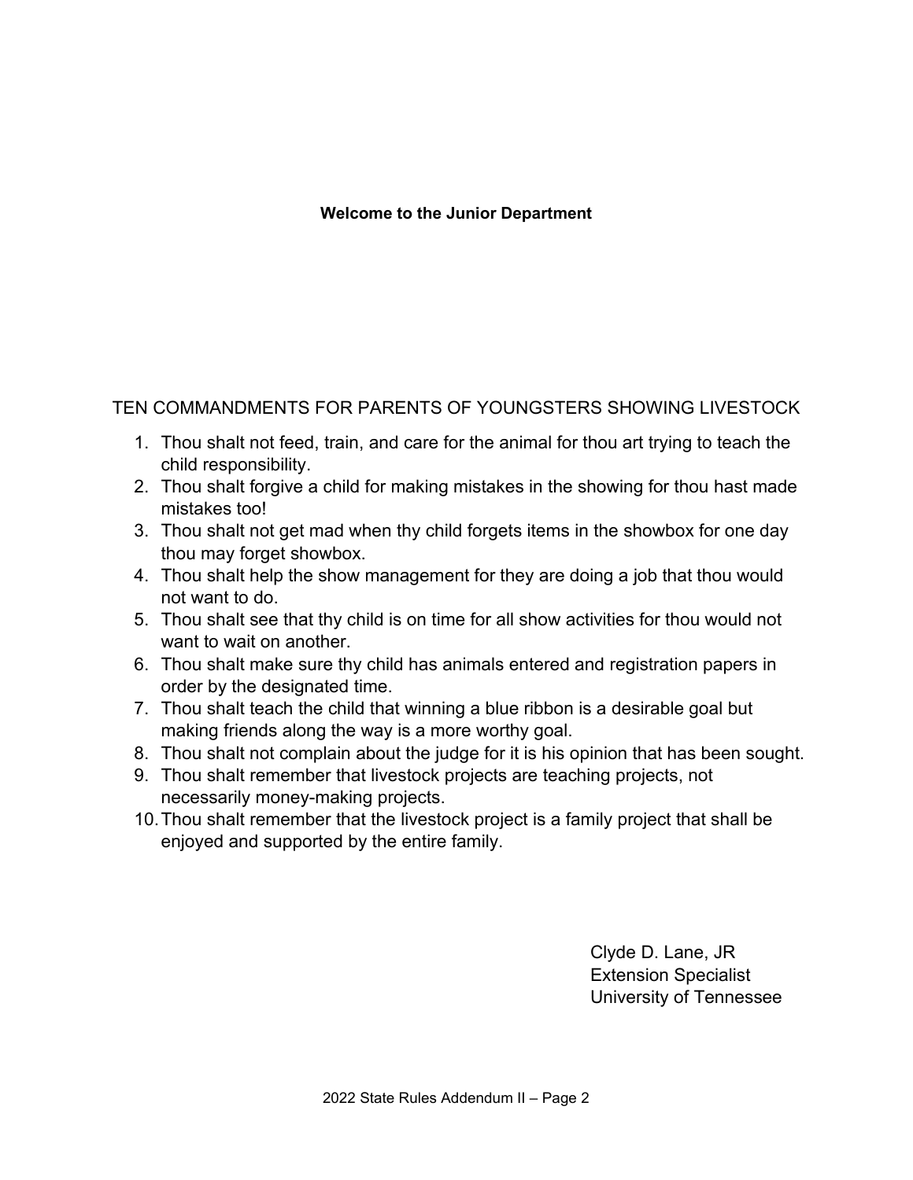**Welcome to the Junior Department**

TEN COMMANDMENTS FOR PARENTS OF YOUNGSTERS SHOWING LIVESTOCK

1. Thou shalt not feed, train, and care for the animal for thou art trying to teach the child responsibility.
2. Thou shalt forgive a child for making mistakes in the showing for thou hast made mistakes too!
3. Thou shalt not get mad when thy child forgets items in the showbox for one day thou may forget showbox.
4. Thou shalt help the show management for they are doing a job that thou would not want to do.
5. Thou shalt see that thy child is on time for all show activities for thou would not want to wait on another.
6. Thou shalt make sure thy child has animals entered and registration papers in order by the designated time.
7. Thou shalt teach the child that winning a blue ribbon is a desirable goal but making friends along the way is a more worthy goal.
8. Thou shalt not complain about the judge for it is his opinion that has been sought.
9. Thou shalt remember that livestock projects are teaching projects, not necessarily money-making projects.
10. Thou shalt remember that the livestock project is a family project that shall be enjoyed and supported by the entire family.

Clyde D. Lane, JR
Extension Specialist
University of Tennessee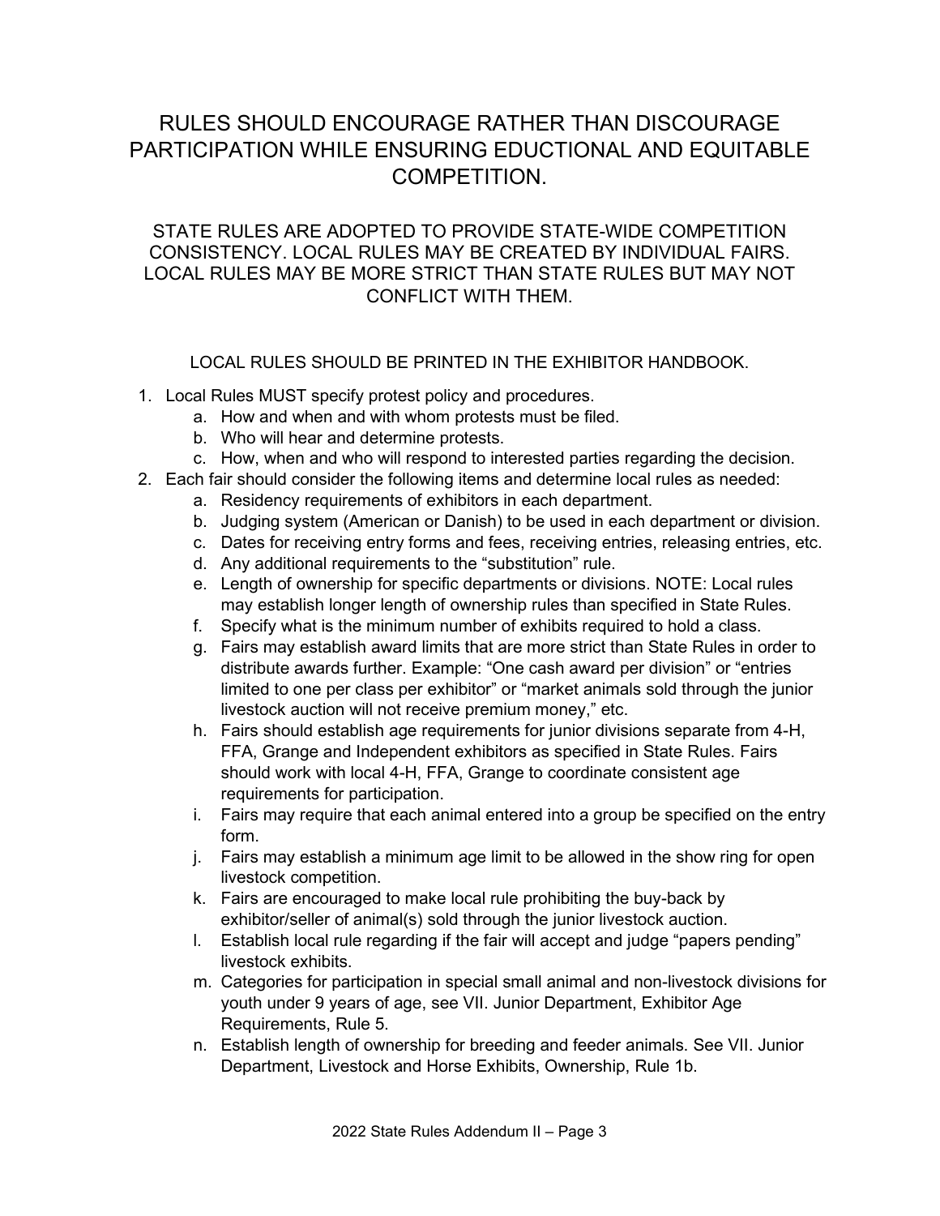# RULES SHOULD ENCOURAGE RATHER THAN DISCOURAGE PARTICIPATION WHILE ENSURING EDUCTIONAL AND EQUITABLE COMPETITION.

## STATE RULES ARE ADOPTED TO PROVIDE STATE-WIDE COMPETITION CONSISTENCY. LOCAL RULES MAY BE CREATED BY INDIVIDUAL FAIRS. LOCAL RULES MAY BE MORE STRICT THAN STATE RULES BUT MAY NOT CONFLICT WITH THEM.

### LOCAL RULES SHOULD BE PRINTED IN THE EXHIBITOR HANDBOOK.

1. Local Rules MUST specify protest policy and procedures.
    a. How and when and with whom protests must be filed.
    b. Who will hear and determine protests.
    c. How, when and who will respond to interested parties regarding the decision.
2. Each fair should consider the following items and determine local rules as needed:
    a. Residency requirements of exhibitors in each department.
    b. Judging system (American or Danish) to be used in each department or division.
    c. Dates for receiving entry forms and fees, receiving entries, releasing entries, etc.
    d. Any additional requirements to the "substitution" rule.
    e. Length of ownership for specific departments or divisions. NOTE: Local rules may establish longer length of ownership rules than specified in State Rules.
    f. Specify what is the minimum number of exhibits required to hold a class.
    g. Fairs may establish award limits that are more strict than State Rules in order to distribute awards further. Example: "One cash award per division" or "entries limited to one per class per exhibitor" or "market animals sold through the junior livestock auction will not receive premium money," etc.
    h. Fairs should establish age requirements for junior divisions separate from 4-H, FFA, Grange and Independent exhibitors as specified in State Rules. Fairs should work with local 4-H, FFA, Grange to coordinate consistent age requirements for participation.
    i. Fairs may require that each animal entered into a group be specified on the entry form.
    j. Fairs may establish a minimum age limit to be allowed in the show ring for open livestock competition.
    k. Fairs are encouraged to make local rule prohibiting the buy-back by exhibitor/seller of animal(s) sold through the junior livestock auction.
    l. Establish local rule regarding if the fair will accept and judge "papers pending" livestock exhibits.
    m. Categories for participation in special small animal and non-livestock divisions for youth under 9 years of age, see VII. Junior Department, Exhibitor Age Requirements, Rule 5.
    n. Establish length of ownership for breeding and feeder animals. See VII. Junior Department, Livestock and Horse Exhibits, Ownership, Rule 1b.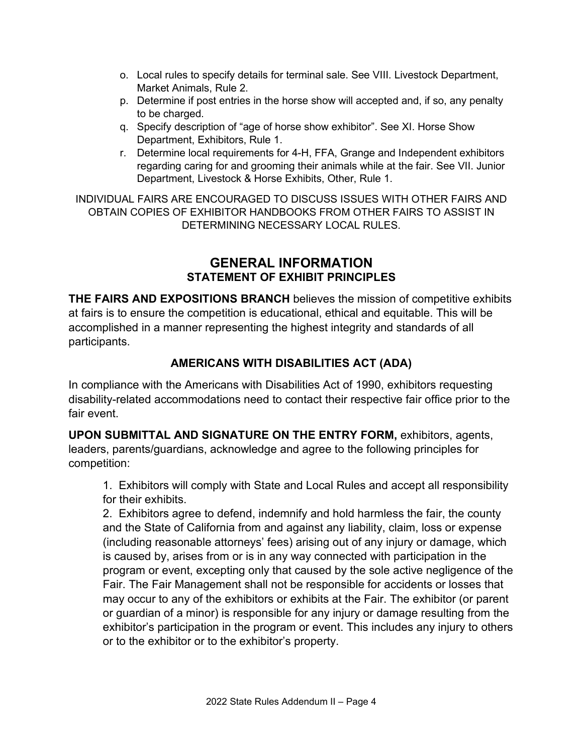o. Local rules to specify details for terminal sale. See VIII. Livestock Department, Market Animals, Rule 2.
p. Determine if post entries in the horse show will accepted and, if so, any penalty to be charged.
q. Specify description of "age of horse show exhibitor". See XI. Horse Show Department, Exhibitors, Rule 1.
r. Determine local requirements for 4-H, FFA, Grange and Independent exhibitors regarding caring for and grooming their animals while at the fair. See VII. Junior Department, Livestock & Horse Exhibits, Other, Rule 1.

INDIVIDUAL FAIRS ARE ENCOURAGED TO DISCUSS ISSUES WITH OTHER FAIRS AND OBTAIN COPIES OF EXHIBITOR HANDBOOKS FROM OTHER FAIRS TO ASSIST IN DETERMINING NECESSARY LOCAL RULES.

# GENERAL INFORMATION

## STATEMENT OF EXHIBIT PRINCIPLES

**THE FAIRS AND EXPOSITIONS BRANCH** believes the mission of competitive exhibits at fairs is to ensure the competition is educational, ethical and equitable. This will be accomplished in a manner representing the highest integrity and standards of all participants.

## AMERICANS WITH DISABILITIES ACT (ADA)

In compliance with the Americans with Disabilities Act of 1990, exhibitors requesting disability-related accommodations need to contact their respective fair office prior to the fair event.

**UPON SUBMITTAL AND SIGNATURE ON THE ENTRY FORM,** exhibitors, agents, leaders, parents/guardians, acknowledge and agree to the following principles for competition:

1. Exhibitors will comply with State and Local Rules and accept all responsibility for their exhibits.
2. Exhibitors agree to defend, indemnify and hold harmless the fair, the county and the State of California from and against any liability, claim, loss or expense (including reasonable attorneys' fees) arising out of any injury or damage, which is caused by, arises from or is in any way connected with participation in the program or event, excepting only that caused by the sole active negligence of the Fair. The Fair Management shall not be responsible for accidents or losses that may occur to any of the exhibitors or exhibits at the Fair. The exhibitor (or parent or guardian of a minor) is responsible for any injury or damage resulting from the exhibitor's participation in the program or event. This includes any injury to others or to the exhibitor or to the exhibitor's property.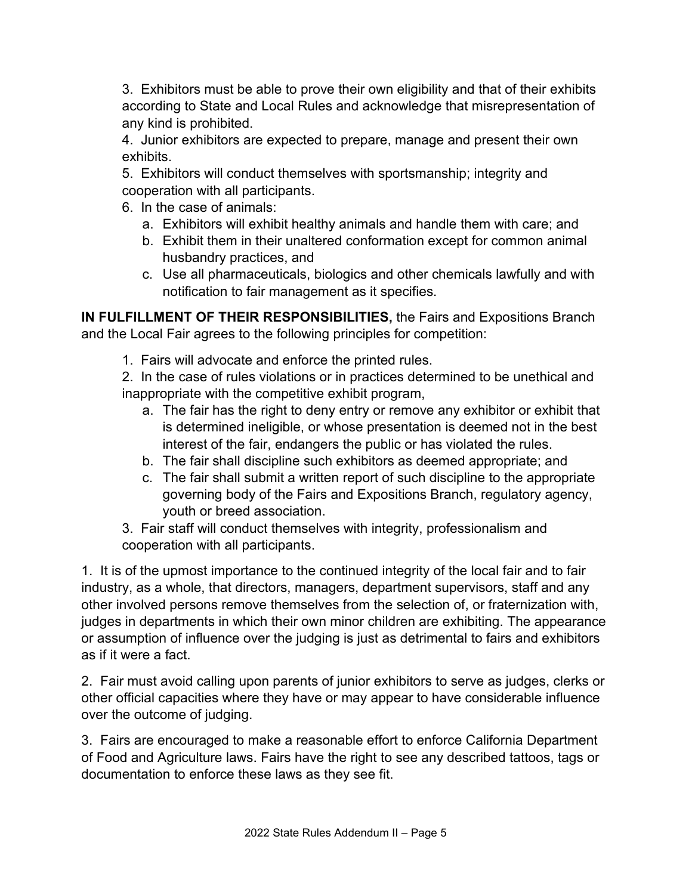3. Exhibitors must be able to prove their own eligibility and that of their exhibits according to State and Local Rules and acknowledge that misrepresentation of any kind is prohibited.

4. Junior exhibitors are expected to prepare, manage and present their own exhibits.

5. Exhibitors will conduct themselves with sportsmanship; integrity and cooperation with all participants.

6. In the case of animals:
   a. Exhibitors will exhibit healthy animals and handle them with care; and
   b. Exhibit them in their unaltered conformation except for common animal husbandry practices, and
   c. Use all pharmaceuticals, biologics and other chemicals lawfully and with notification to fair management as it specifies.

**IN FULFILLMENT OF THEIR RESPONSIBILITIES,** the Fairs and Expositions Branch and the Local Fair agrees to the following principles for competition:

1. Fairs will advocate and enforce the printed rules.

2. In the case of rules violations or in practices determined to be unethical and inappropriate with the competitive exhibit program,
   a. The fair has the right to deny entry or remove any exhibitor or exhibit that is determined ineligible, or whose presentation is deemed not in the best interest of the fair, endangers the public or has violated the rules.
   b. The fair shall discipline such exhibitors as deemed appropriate; and
   c. The fair shall submit a written report of such discipline to the appropriate governing body of the Fairs and Expositions Branch, regulatory agency, youth or breed association.

3. Fair staff will conduct themselves with integrity, professionalism and cooperation with all participants.

1. It is of the upmost importance to the continued integrity of the local fair and to fair industry, as a whole, that directors, managers, department supervisors, staff and any other involved persons remove themselves from the selection of, or fraternization with, judges in departments in which their own minor children are exhibiting. The appearance or assumption of influence over the judging is just as detrimental to fairs and exhibitors as if it were a fact.

2. Fair must avoid calling upon parents of junior exhibitors to serve as judges, clerks or other official capacities where they have or may appear to have considerable influence over the outcome of judging.

3. Fairs are encouraged to make a reasonable effort to enforce California Department of Food and Agriculture laws. Fairs have the right to see any described tattoos, tags or documentation to enforce these laws as they see fit.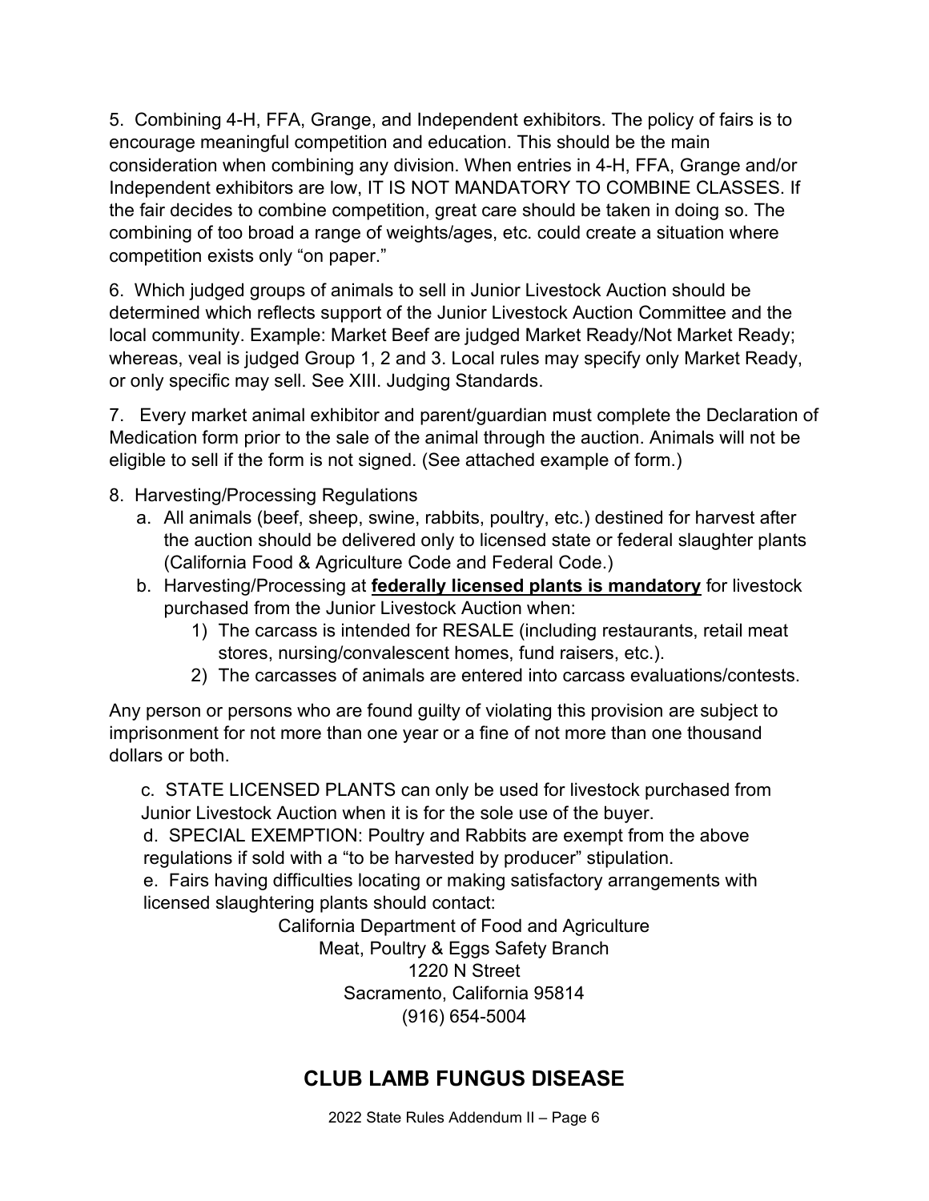5. Combining 4-H, FFA, Grange, and Independent exhibitors. The policy of fairs is to encourage meaningful competition and education. This should be the main consideration when combining any division. When entries in 4-H, FFA, Grange and/or Independent exhibitors are low, IT IS NOT MANDATORY TO COMBINE CLASSES. If the fair decides to combine competition, great care should be taken in doing so. The combining of too broad a range of weights/ages, etc. could create a situation where competition exists only "on paper."

6. Which judged groups of animals to sell in Junior Livestock Auction should be determined which reflects support of the Junior Livestock Auction Committee and the local community. Example: Market Beef are judged Market Ready/Not Market Ready; whereas, veal is judged Group 1, 2 and 3. Local rules may specify only Market Ready, or only specific may sell. See XIII. Judging Standards.

7. Every market animal exhibitor and parent/guardian must complete the Declaration of Medication form prior to the sale of the animal through the auction. Animals will not be eligible to sell if the form is not signed. (See attached example of form.)

8. Harvesting/Processing Regulations
   a. All animals (beef, sheep, swine, rabbits, poultry, etc.) destined for harvest after the auction should be delivered only to licensed state or federal slaughter plants (California Food & Agriculture Code and Federal Code.)
   b. Harvesting/Processing at **federally licensed plants is mandatory** for livestock purchased from the Junior Livestock Auction when:
      1) The carcass is intended for RESALE (including restaurants, retail meat stores, nursing/convalescent homes, fund raisers, etc.).
      2) The carcasses of animals are entered into carcass evaluations/contests.

Any person or persons who are found guilty of violating this provision are subject to imprisonment for not more than one year or a fine of not more than one thousand dollars or both.

   c. STATE LICENSED PLANTS can only be used for livestock purchased from Junior Livestock Auction when it is for the sole use of the buyer.
   d. SPECIAL EXEMPTION: Poultry and Rabbits are exempt from the above regulations if sold with a "to be harvested by producer" stipulation.
   e. Fairs having difficulties locating or making satisfactory arrangements with licensed slaughtering plants should contact:

California Department of Food and Agriculture
Meat, Poultry & Eggs Safety Branch
1220 N Street
Sacramento, California 95814
(916) 654-5004

## CLUB LAMB FUNGUS DISEASE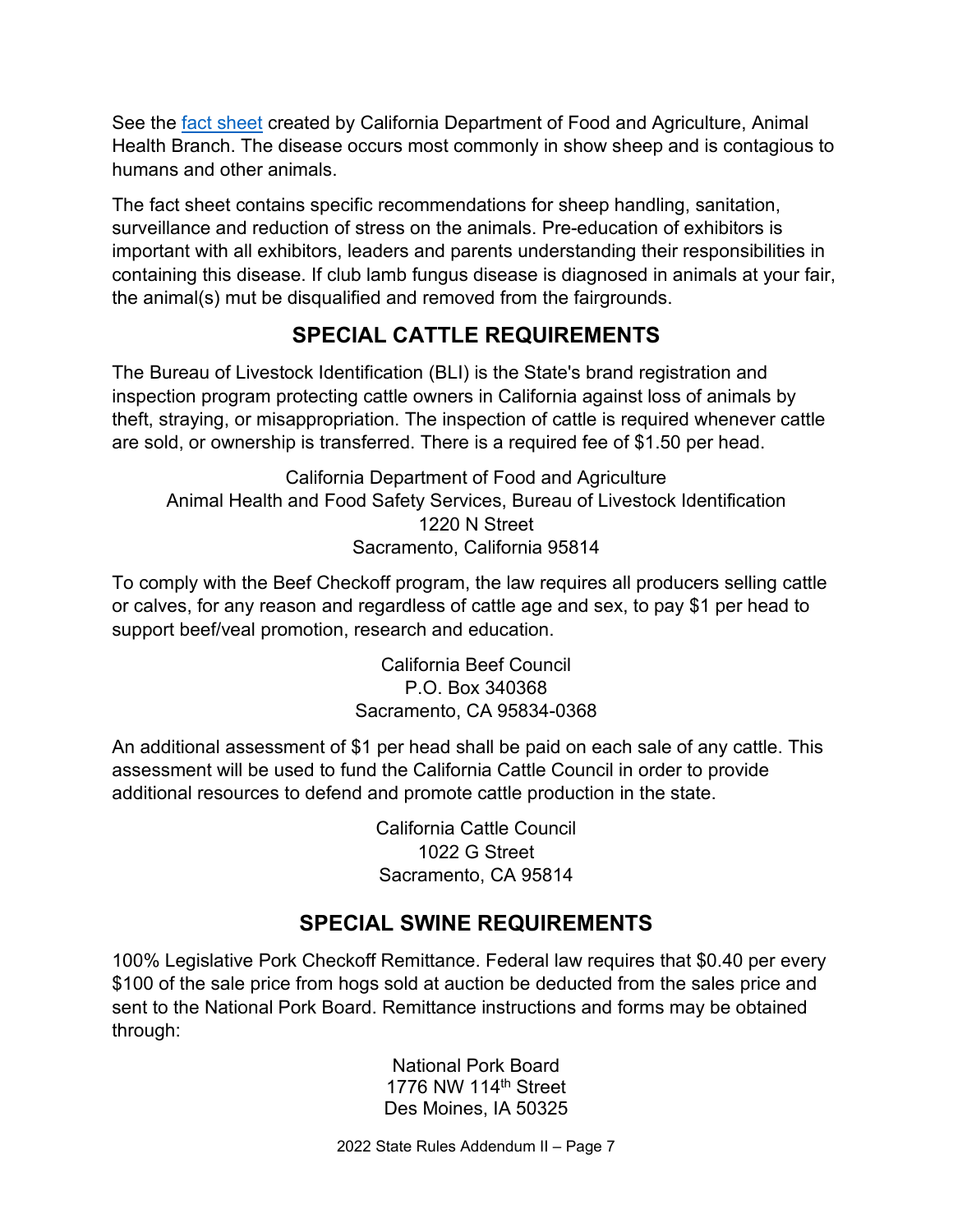See the [fact sheet](#) created by California Department of Food and Agriculture, Animal Health Branch. The disease occurs most commonly in show sheep and is contagious to humans and other animals.

The fact sheet contains specific recommendations for sheep handling, sanitation, surveillance and reduction of stress on the animals. Pre-education of exhibitors is important with all exhibitors, leaders and parents understanding their responsibilities in containing this disease. If club lamb fungus disease is diagnosed in animals at your fair, the animal(s) mut be disqualified and removed from the fairgrounds.

## SPECIAL CATTLE REQUIREMENTS

The Bureau of Livestock Identification (BLI) is the State's brand registration and inspection program protecting cattle owners in California against loss of animals by theft, straying, or misappropriation. The inspection of cattle is required whenever cattle are sold, or ownership is transferred. There is a required fee of $1.50 per head.

California Department of Food and Agriculture
Animal Health and Food Safety Services, Bureau of Livestock Identification
1220 N Street
Sacramento, California 95814

To comply with the Beef Checkoff program, the law requires all producers selling cattle or calves, for any reason and regardless of cattle age and sex, to pay $1 per head to support beef/veal promotion, research and education.

California Beef Council
P.O. Box 340368
Sacramento, CA 95834-0368

An additional assessment of $1 per head shall be paid on each sale of any cattle. This assessment will be used to fund the California Cattle Council in order to provide additional resources to defend and promote cattle production in the state.

California Cattle Council
1022 G Street
Sacramento, CA 95814

## SPECIAL SWINE REQUIREMENTS

100% Legislative Pork Checkoff Remittance. Federal law requires that $0.40 per every $100 of the sale price from hogs sold at auction be deducted from the sales price and sent to the National Pork Board. Remittance instructions and forms may be obtained through:

National Pork Board
1776 NW 114th Street
Des Moines, IA 50325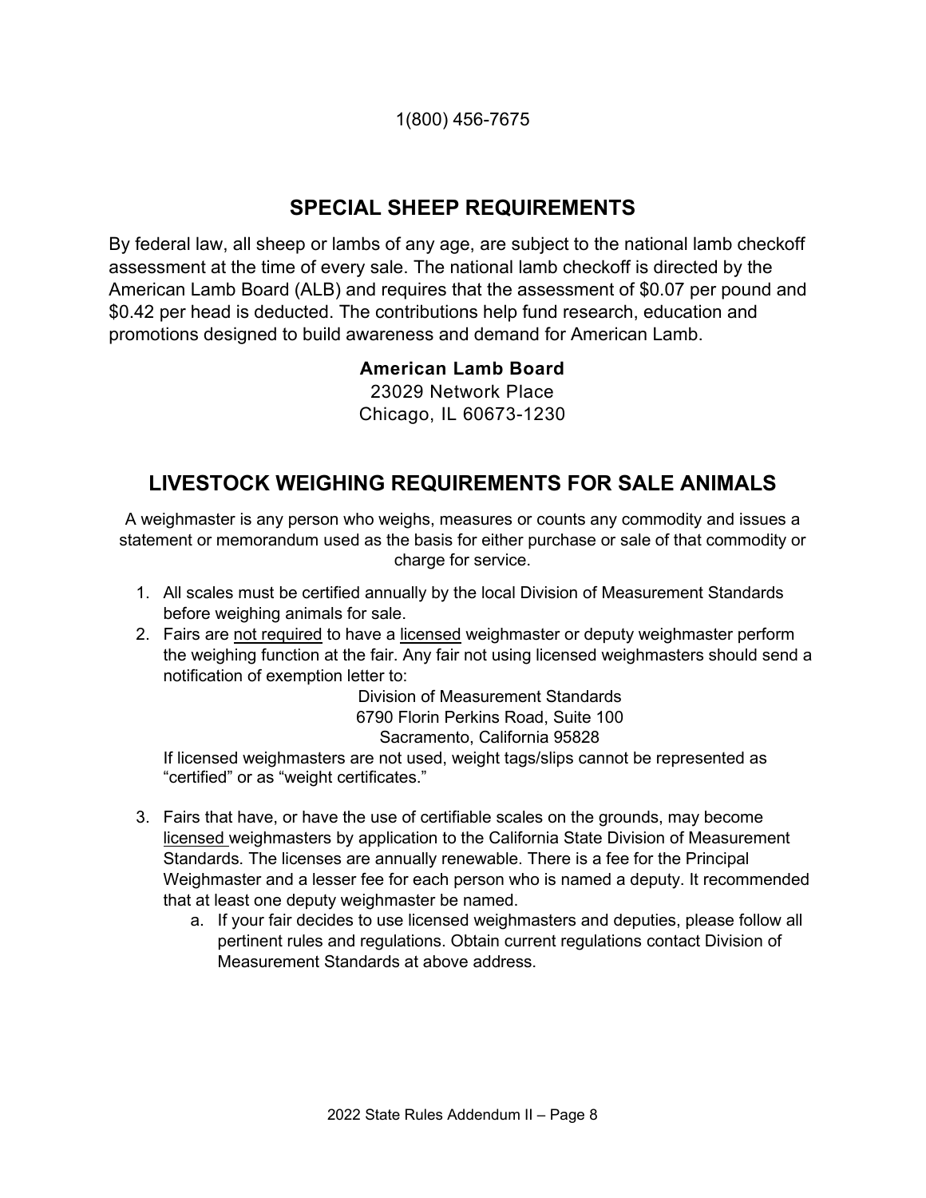1(800) 456-7675

## SPECIAL SHEEP REQUIREMENTS

By federal law, all sheep or lambs of any age, are subject to the national lamb checkoff assessment at the time of every sale. The national lamb checkoff is directed by the American Lamb Board (ALB) and requires that the assessment of $0.07 per pound and $0.42 per head is deducted. The contributions help fund research, education and promotions designed to build awareness and demand for American Lamb.

**American Lamb Board**
23029 Network Place
Chicago, IL 60673-1230

## LIVESTOCK WEIGHING REQUIREMENTS FOR SALE ANIMALS

A weighmaster is any person who weighs, measures or counts any commodity and issues a statement or memorandum used as the basis for either purchase or sale of that commodity or charge for service.

1. All scales must be certified annually by the local Division of Measurement Standards before weighing animals for sale.
2. Fairs are not required to have a licensed weighmaster or deputy weighmaster perform the weighing function at the fair. Any fair not using licensed weighmasters should send a notification of exemption letter to:

   Division of Measurement Standards
   6790 Florin Perkins Road, Suite 100
   Sacramento, California 95828

   If licensed weighmasters are not used, weight tags/slips cannot be represented as "certified" or as "weight certificates."

3. Fairs that have, or have the use of certifiable scales on the grounds, may become licensed weighmasters by application to the California State Division of Measurement Standards. The licenses are annually renewable. There is a fee for the Principal Weighmaster and a lesser fee for each person who is named a deputy. It recommended that at least one deputy weighmaster be named.
   a. If your fair decides to use licensed weighmasters and deputies, please follow all pertinent rules and regulations. Obtain current regulations contact Division of Measurement Standards at above address.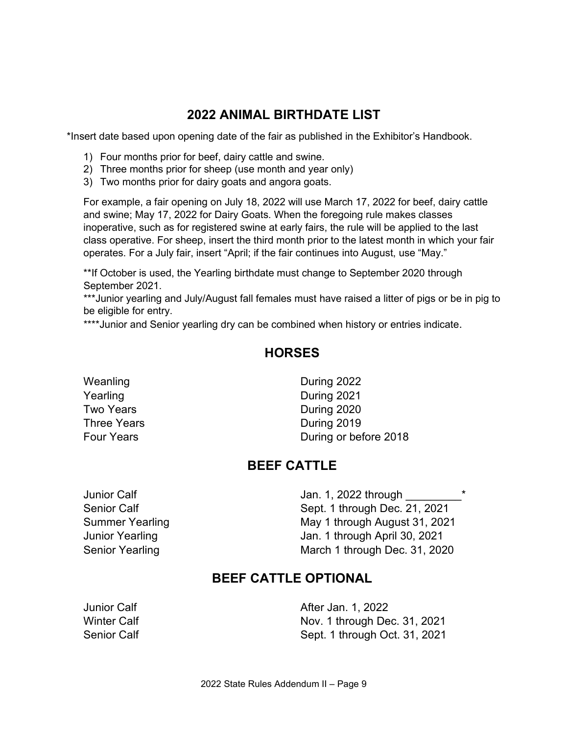## 2022 ANIMAL BIRTHDATE LIST

*Insert date based upon opening date of the fair as published in the Exhibitor's Handbook.

1) Four months prior for beef, dairy cattle and swine.
2) Three months prior for sheep (use month and year only)
3) Two months prior for dairy goats and angora goats.

For example, a fair opening on July 18, 2022 will use March 17, 2022 for beef, dairy cattle and swine; May 17, 2022 for Dairy Goats. When the foregoing rule makes classes inoperative, such as for registered swine at early fairs, the rule will be applied to the last class operative. For sheep, insert the third month prior to the latest month in which your fair operates. For a July fair, insert "April; if the fair continues into August, use "May."

**If October is used, the Yearling birthdate must change to September 2020 through September 2021.
***Junior yearling and July/August fall females must have raised a litter of pigs or be in pig to be eligible for entry.
****Junior and Senior yearling dry can be combined when history or entries indicate.

### HORSES

| | |
|---|---|
| Weanling | During 2022 |
| Yearling | During 2021 |
| Two Years | During 2020 |
| Three Years | During 2019 |
| Four Years | During or before 2018 |

### BEEF CATTLE

| | |
|---|---|
| Junior Calf | Jan. 1, 2022 through _________* |
| Senior Calf | Sept. 1 through Dec. 21, 2021 |
| Summer Yearling | May 1 through August 31, 2021 |
| Junior Yearling | Jan. 1 through April 30, 2021 |
| Senior Yearling | March 1 through Dec. 31, 2020 |

### BEEF CATTLE OPTIONAL

| | |
|---|---|
| Junior Calf | After Jan. 1, 2022 |
| Winter Calf | Nov. 1 through Dec. 31, 2021 |
| Senior Calf | Sept. 1 through Oct. 31, 2021 |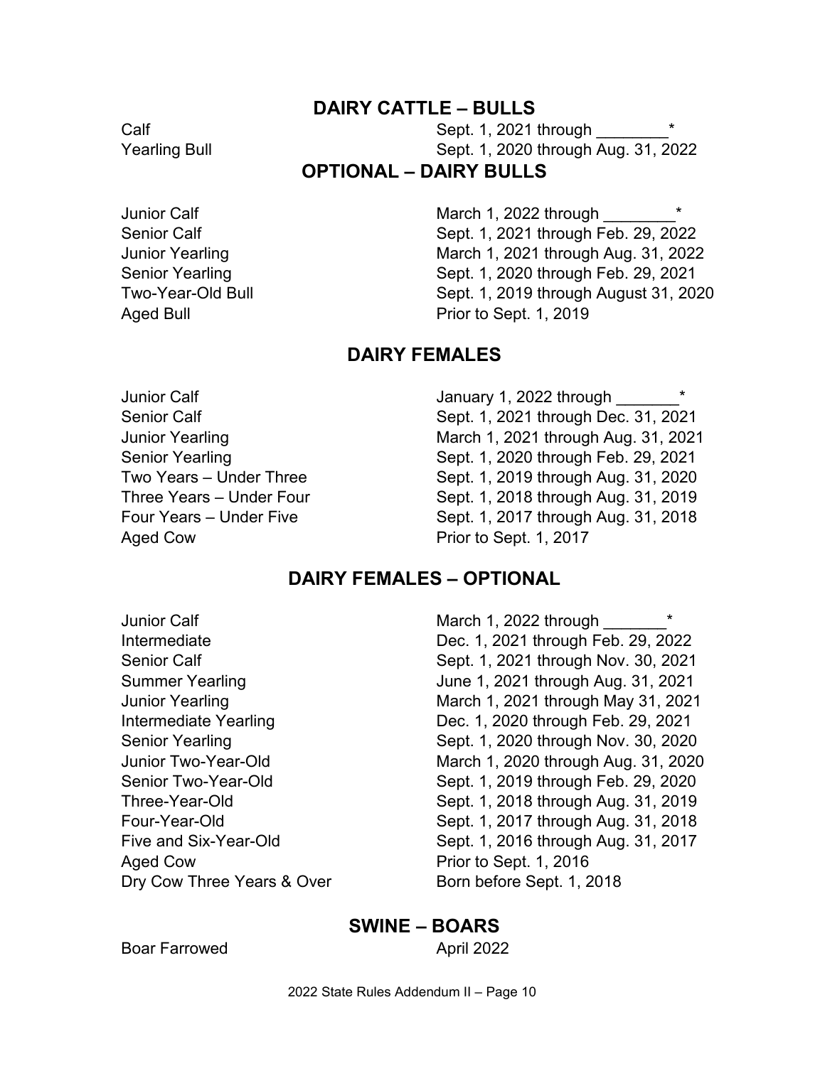## DAIRY CATTLE – BULLS

| | |
|---|---|
| Calf | Sept. 1, 2021 through ________* |
| Yearling Bull | Sept. 1, 2020 through Aug. 31, 2022 |

## OPTIONAL – DAIRY BULLS

| | |
|---|---|
| Junior Calf | March 1, 2022 through ________* |
| Senior Calf | Sept. 1, 2021 through Feb. 29, 2022 |
| Junior Yearling | March 1, 2021 through Aug. 31, 2022 |
| Senior Yearling | Sept. 1, 2020 through Feb. 29, 2021 |
| Two-Year-Old Bull | Sept. 1, 2019 through August 31, 2020 |
| Aged Bull | Prior to Sept. 1, 2019 |

## DAIRY FEMALES

| | |
|---|---|
| Junior Calf | January 1, 2022 through _______* |
| Senior Calf | Sept. 1, 2021 through Dec. 31, 2021 |
| Junior Yearling | March 1, 2021 through Aug. 31, 2021 |
| Senior Yearling | Sept. 1, 2020 through Feb. 29, 2021 |
| Two Years – Under Three | Sept. 1, 2019 through Aug. 31, 2020 |
| Three Years – Under Four | Sept. 1, 2018 through Aug. 31, 2019 |
| Four Years – Under Five | Sept. 1, 2017 through Aug. 31, 2018 |
| Aged Cow | Prior to Sept. 1, 2017 |

## DAIRY FEMALES – OPTIONAL

| | |
|---|---|
| Junior Calf | March 1, 2022 through _______* |
| Intermediate | Dec. 1, 2021 through Feb. 29, 2022 |
| Senior Calf | Sept. 1, 2021 through Nov. 30, 2021 |
| Summer Yearling | June 1, 2021 through Aug. 31, 2021 |
| Junior Yearling | March 1, 2021 through May 31, 2021 |
| Intermediate Yearling | Dec. 1, 2020 through Feb. 29, 2021 |
| Senior Yearling | Sept. 1, 2020 through Nov. 30, 2020 |
| Junior Two-Year-Old | March 1, 2020 through Aug. 31, 2020 |
| Senior Two-Year-Old | Sept. 1, 2019 through Feb. 29, 2020 |
| Three-Year-Old | Sept. 1, 2018 through Aug. 31, 2019 |
| Four-Year-Old | Sept. 1, 2017 through Aug. 31, 2018 |
| Five and Six-Year-Old | Sept. 1, 2016 through Aug. 31, 2017 |
| Aged Cow | Prior to Sept. 1, 2016 |
| Dry Cow Three Years & Over | Born before Sept. 1, 2018 |

## SWINE – BOARS

| | |
|---|---|
| Boar Farrowed | April 2022 |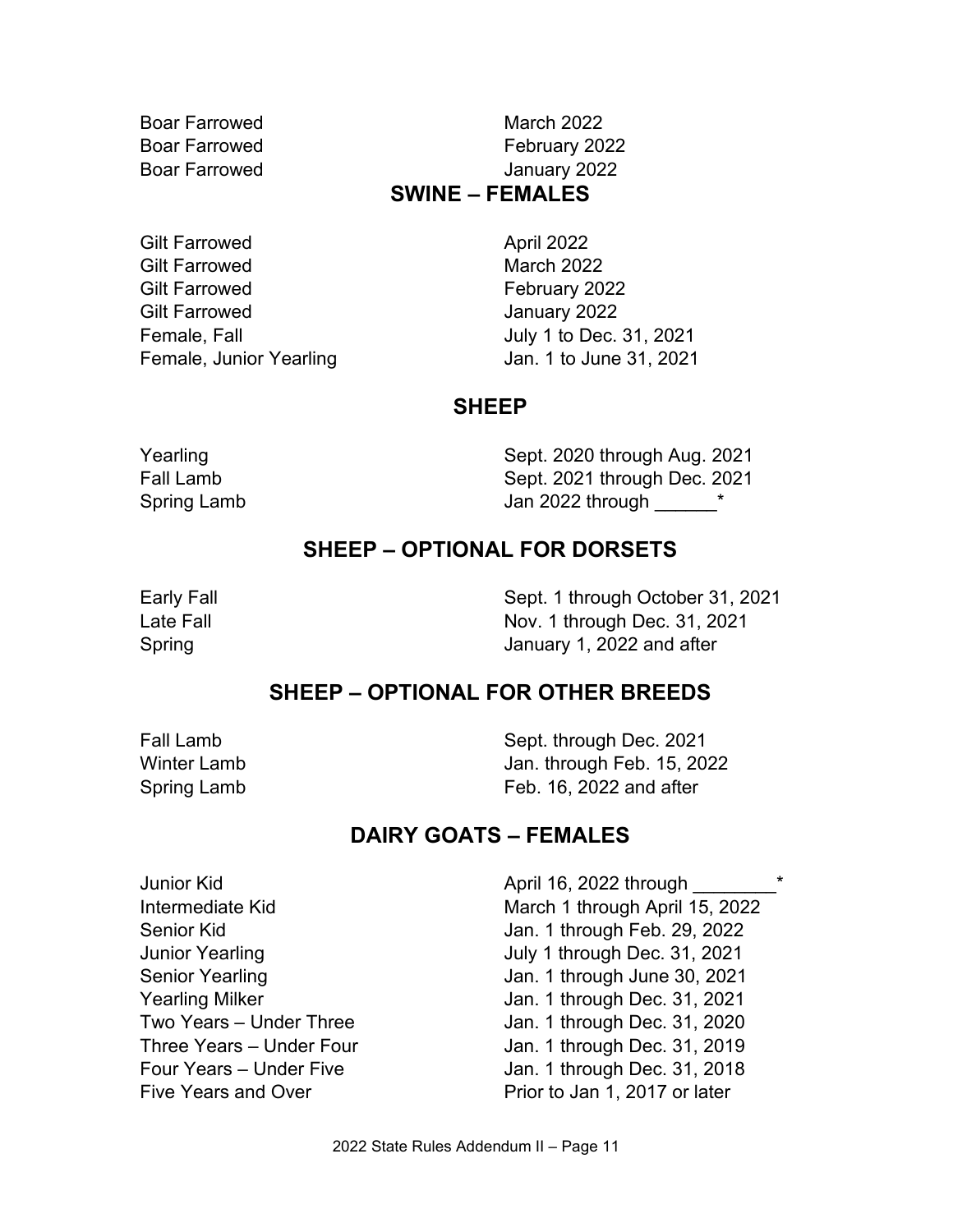Boar Farrowed March 2022
Boar Farrowed February 2022
Boar Farrowed January 2022

## SWINE – FEMALES

| | |
|---|---|
| Gilt Farrowed | April 2022 |
| Gilt Farrowed | March 2022 |
| Gilt Farrowed | February 2022 |
| Gilt Farrowed | January 2022 |
| Female, Fall | July 1 to Dec. 31, 2021 |
| Female, Junior Yearling | Jan. 1 to June 31, 2021 |

## SHEEP

| | |
|---|---|
| Yearling | Sept. 2020 through Aug. 2021 |
| Fall Lamb | Sept. 2021 through Dec. 2021 |
| Spring Lamb | Jan 2022 through ______* |

## SHEEP – OPTIONAL FOR DORSETS

| | |
|---|---|
| Early Fall | Sept. 1 through October 31, 2021 |
| Late Fall | Nov. 1 through Dec. 31, 2021 |
| Spring | January 1, 2022 and after |

## SHEEP – OPTIONAL FOR OTHER BREEDS

| | |
|---|---|
| Fall Lamb | Sept. through Dec. 2021 |
| Winter Lamb | Jan. through Feb. 15, 2022 |
| Spring Lamb | Feb. 16, 2022 and after |

## DAIRY GOATS – FEMALES

| | |
|---|---|
| Junior Kid | April 16, 2022 through ________* |
| Intermediate Kid | March 1 through April 15, 2022 |
| Senior Kid | Jan. 1 through Feb. 29, 2022 |
| Junior Yearling | July 1 through Dec. 31, 2021 |
| Senior Yearling | Jan. 1 through June 30, 2021 |
| Yearling Milker | Jan. 1 through Dec. 31, 2021 |
| Two Years – Under Three | Jan. 1 through Dec. 31, 2020 |
| Three Years – Under Four | Jan. 1 through Dec. 31, 2019 |
| Four Years – Under Five | Jan. 1 through Dec. 31, 2018 |
| Five Years and Over | Prior to Jan 1, 2017 or later |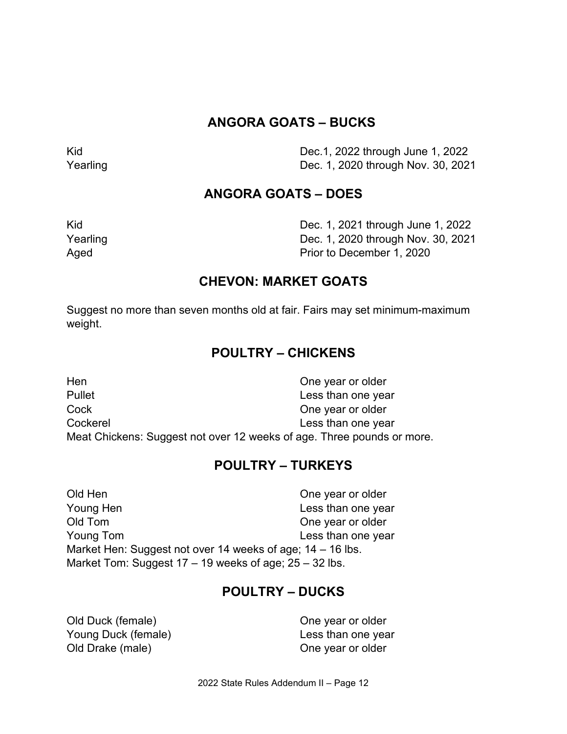## ANGORA GOATS – BUCKS

| | |
|---|---|
| Kid | Dec.1, 2022 through June 1, 2022 |
| Yearling | Dec. 1, 2020 through Nov. 30, 2021 |

## ANGORA GOATS – DOES

| | |
|---|---|
| Kid | Dec. 1, 2021 through June 1, 2022 |
| Yearling | Dec. 1, 2020 through Nov. 30, 2021 |
| Aged | Prior to December 1, 2020 |

## CHEVON: MARKET GOATS

Suggest no more than seven months old at fair. Fairs may set minimum-maximum weight.

## POULTRY – CHICKENS

| | |
|---|---|
| Hen | One year or older |
| Pullet | Less than one year |
| Cock | One year or older |
| Cockerel | Less than one year |

Meat Chickens: Suggest not over 12 weeks of age. Three pounds or more.

## POULTRY – TURKEYS

| | |
|---|---|
| Old Hen | One year or older |
| Young Hen | Less than one year |
| Old Tom | One year or older |
| Young Tom | Less than one year |

Market Hen: Suggest not over 14 weeks of age; 14 – 16 lbs.
Market Tom: Suggest 17 – 19 weeks of age; 25 – 32 lbs.

## POULTRY – DUCKS

| | |
|---|---|
| Old Duck (female) | One year or older |
| Young Duck (female) | Less than one year |
| Old Drake (male) | One year or older |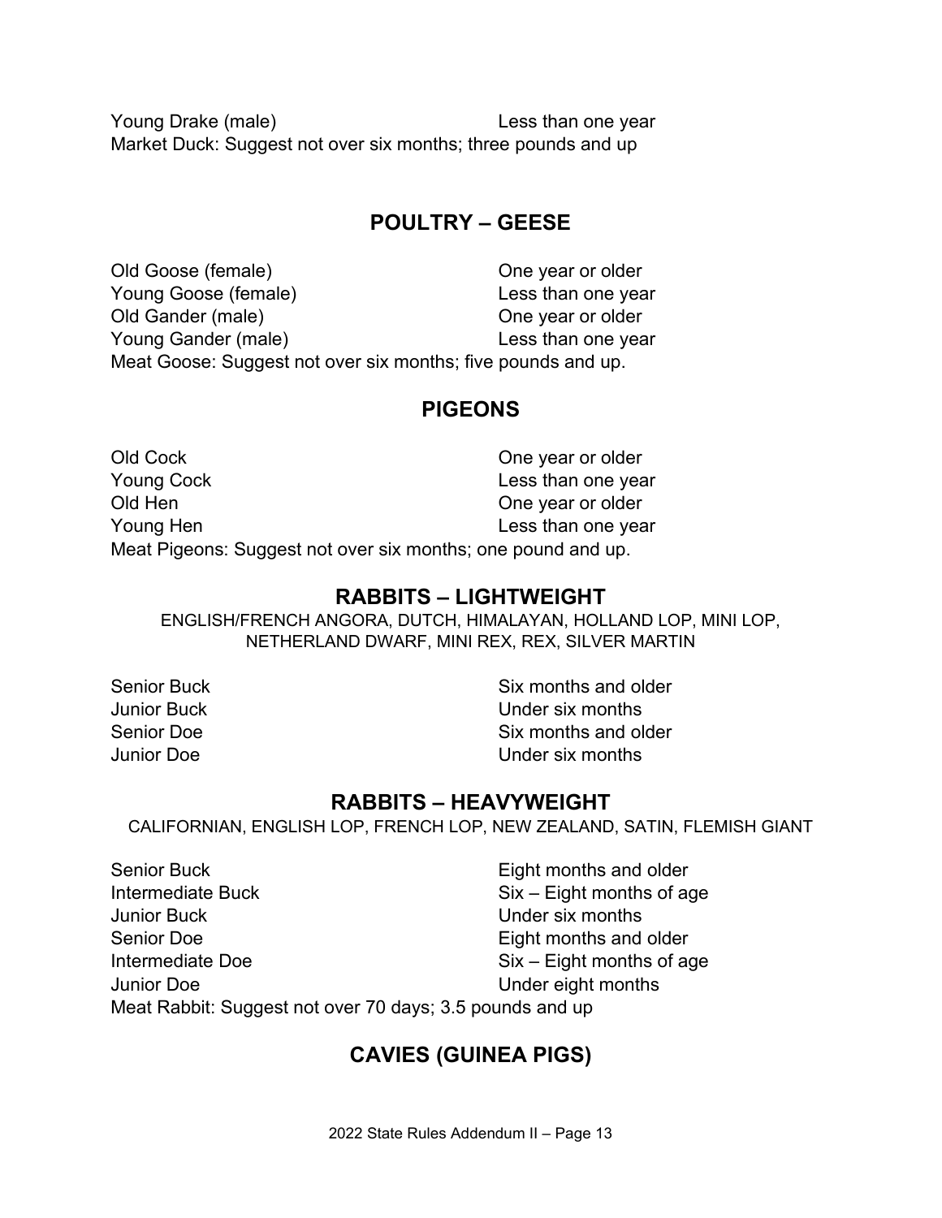| | |
|---|---|
| Young Drake (male) | Less than one year |

Market Duck: Suggest not over six months; three pounds and up

## POULTRY – GEESE

| | |
|---|---|
| Old Goose (female) | One year or older |
| Young Goose (female) | Less than one year |
| Old Gander (male) | One year or older |
| Young Gander (male) | Less than one year |

Meat Goose: Suggest not over six months; five pounds and up.

## PIGEONS

| | |
|---|---|
| Old Cock | One year or older |
| Young Cock | Less than one year |
| Old Hen | One year or older |
| Young Hen | Less than one year |

Meat Pigeons: Suggest not over six months; one pound and up.

## RABBITS – LIGHTWEIGHT

ENGLISH/FRENCH ANGORA, DUTCH, HIMALAYAN, HOLLAND LOP, MINI LOP, NETHERLAND DWARF, MINI REX, REX, SILVER MARTIN

| | |
|---|---|
| Senior Buck | Six months and older |
| Junior Buck | Under six months |
| Senior Doe | Six months and older |
| Junior Doe | Under six months |

## RABBITS – HEAVYWEIGHT

CALIFORNIAN, ENGLISH LOP, FRENCH LOP, NEW ZEALAND, SATIN, FLEMISH GIANT

| | |
|---|---|
| Senior Buck | Eight months and older |
| Intermediate Buck | Six – Eight months of age |
| Junior Buck | Under six months |
| Senior Doe | Eight months and older |
| Intermediate Doe | Six – Eight months of age |
| Junior Doe | Under eight months |

Meat Rabbit: Suggest not over 70 days; 3.5 pounds and up

## CAVIES (GUINEA PIGS)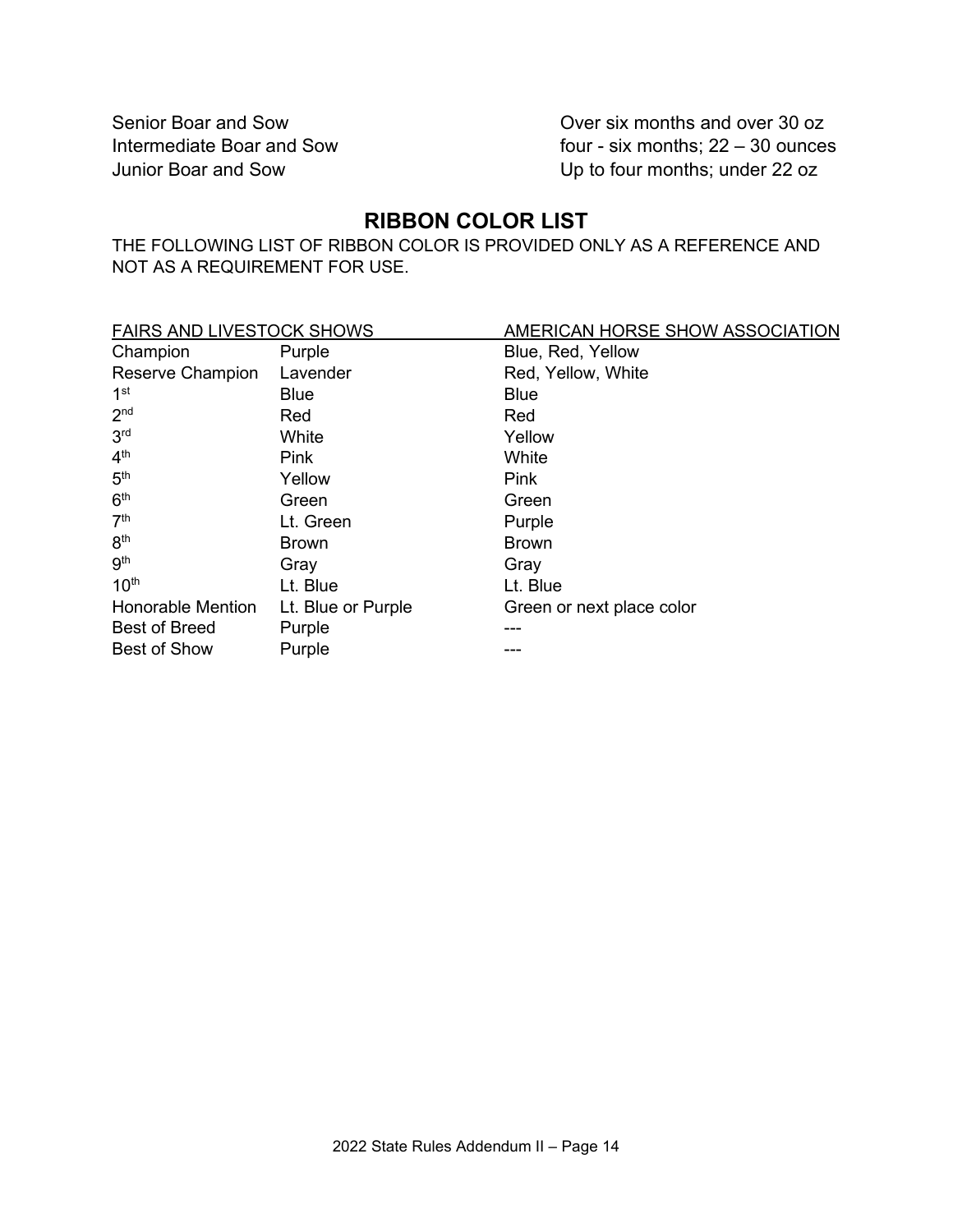| | |
|---|---|
| Senior Boar and Sow | Over six months and over 30 oz |
| Intermediate Boar and Sow | four - six months; 22 – 30 ounces |
| Junior Boar and Sow | Up to four months; under 22 oz |

## RIBBON COLOR LIST

THE FOLLOWING LIST OF RIBBON COLOR IS PROVIDED ONLY AS A REFERENCE AND NOT AS A REQUIREMENT FOR USE.

| FAIRS AND LIVESTOCK SHOWS | | AMERICAN HORSE SHOW ASSOCIATION |
|---|---|---|
| Champion | Purple | Blue, Red, Yellow |
| Reserve Champion | Lavender | Red, Yellow, White |
| 1st | Blue | Blue |
| 2nd | Red | Red |
| 3rd | White | Yellow |
| 4th | Pink | White |
| 5th | Yellow | Pink |
| 6th | Green | Green |
| 7th | Lt. Green | Purple |
| 8th | Brown | Brown |
| 9th | Gray | Gray |
| 10th | Lt. Blue | Lt. Blue |
| Honorable Mention | Lt. Blue or Purple | Green or next place color |
| Best of Breed | Purple | --- |
| Best of Show | Purple | --- |